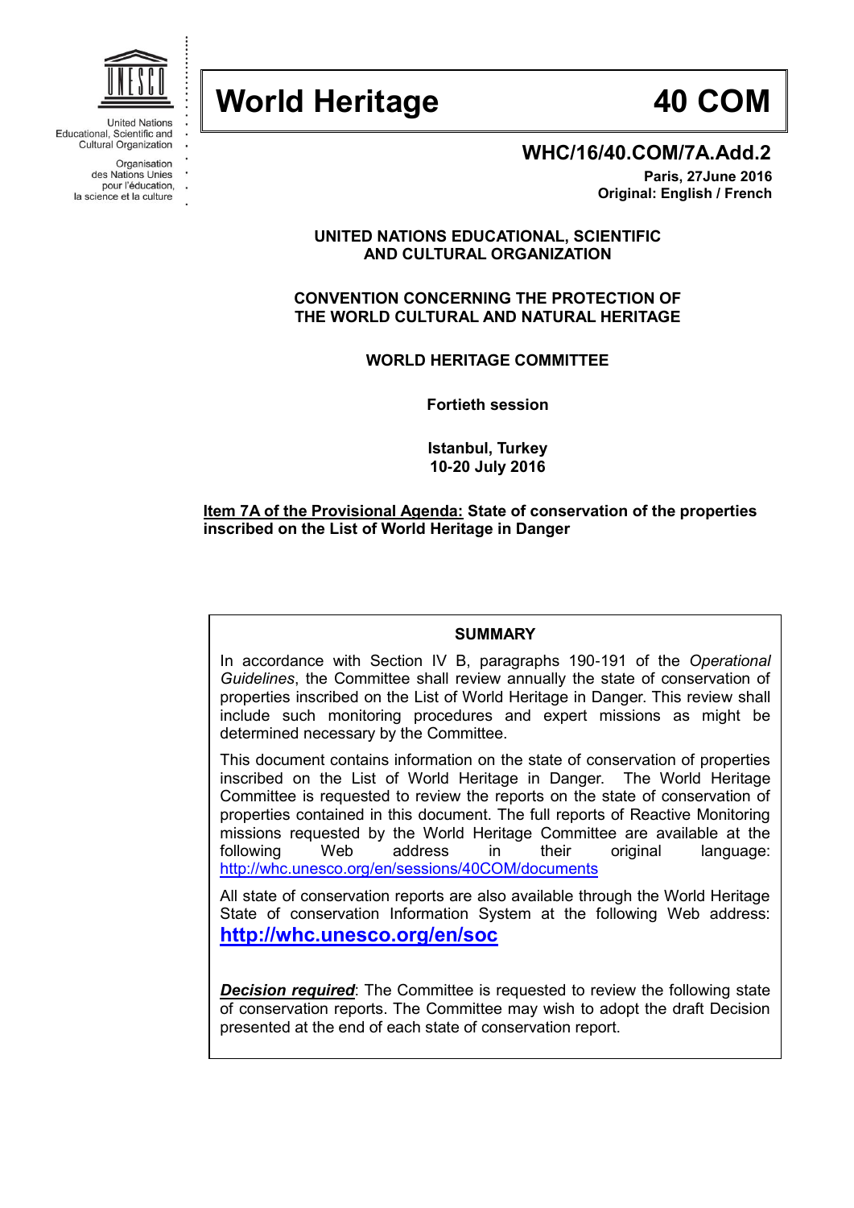United Nations
Educational, Scientific and
Cultural Organization

Organisation
des Nations Unies
pour l'éducation,
la science et la culture

# World Heritage 40 COM

**WHC/16/40.COM/7A.Add.2**

**Paris, 27June 2016**
**Original: English / French**

**UNITED NATIONS EDUCATIONAL, SCIENTIFIC AND CULTURAL ORGANIZATION**

**CONVENTION CONCERNING THE PROTECTION OF THE WORLD CULTURAL AND NATURAL HERITAGE**

**WORLD HERITAGE COMMITTEE**

**Fortieth session**

**Istanbul, Turkey**
**10-20 July 2016**

**Item 7A of the Provisional Agenda: State of conservation of the properties inscribed on the List of World Heritage in Danger**

**SUMMARY**

In accordance with Section IV B, paragraphs 190-191 of the *Operational Guidelines*, the Committee shall review annually the state of conservation of properties inscribed on the List of World Heritage in Danger. This review shall include such monitoring procedures and expert missions as might be determined necessary by the Committee.

This document contains information on the state of conservation of properties inscribed on the List of World Heritage in Danger. The World Heritage Committee is requested to review the reports on the state of conservation of properties contained in this document. The full reports of Reactive Monitoring missions requested by the World Heritage Committee are available at the following Web address in their original language: http://whc.unesco.org/en/sessions/40COM/documents

All state of conservation reports are also available through the World Heritage State of conservation Information System at the following Web address: **http://whc.unesco.org/en/soc**

***Decision required***: The Committee is requested to review the following state of conservation reports. The Committee may wish to adopt the draft Decision presented at the end of each state of conservation report.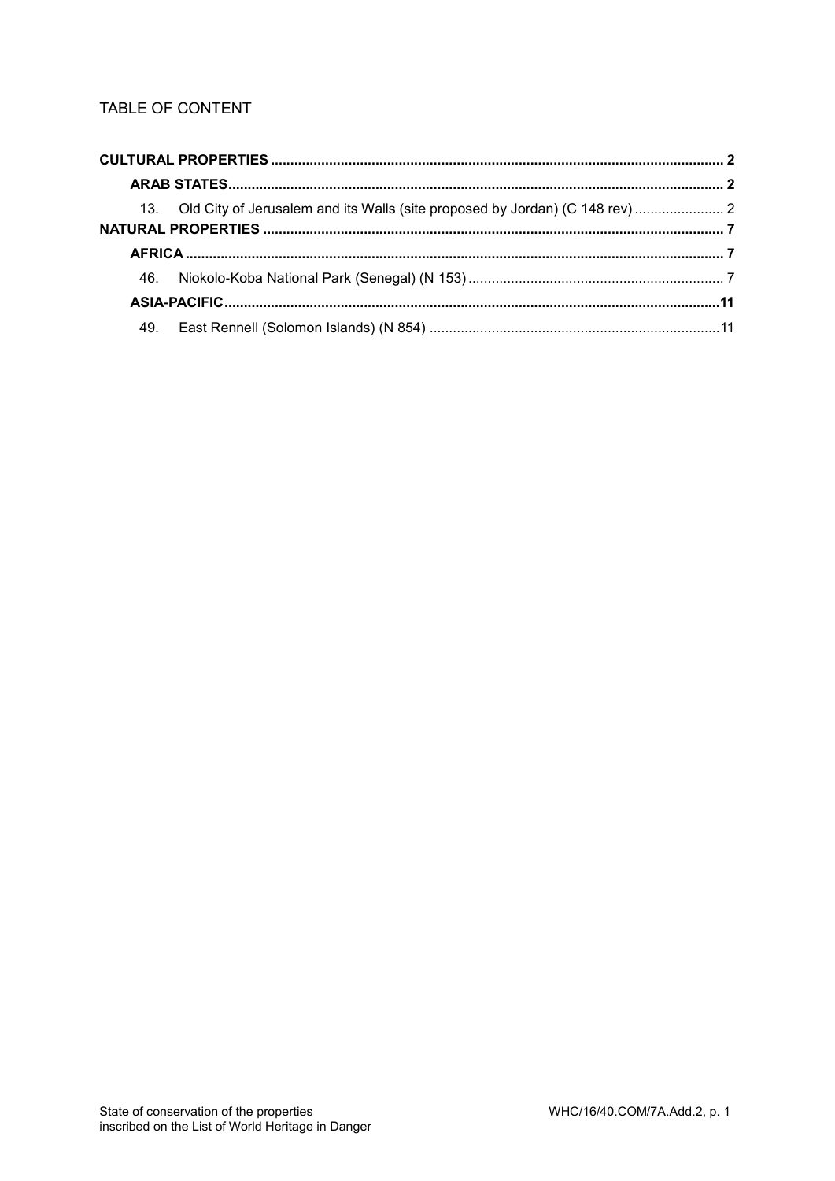TABLE OF CONTENT

**CULTURAL PROPERTIES** .......... **2**

**ARAB STATES** .......... **2**

13. Old City of Jerusalem and its Walls (site proposed by Jordan) (C 148 rev) .......... 2

**NATURAL PROPERTIES** .......... **7**

**AFRICA** .......... **7**

46. Niokolo-Koba National Park (Senegal) (N 153) .......... 7

**ASIA-PACIFIC** .......... **11**

49. East Rennell (Solomon Islands) (N 854) .......... 11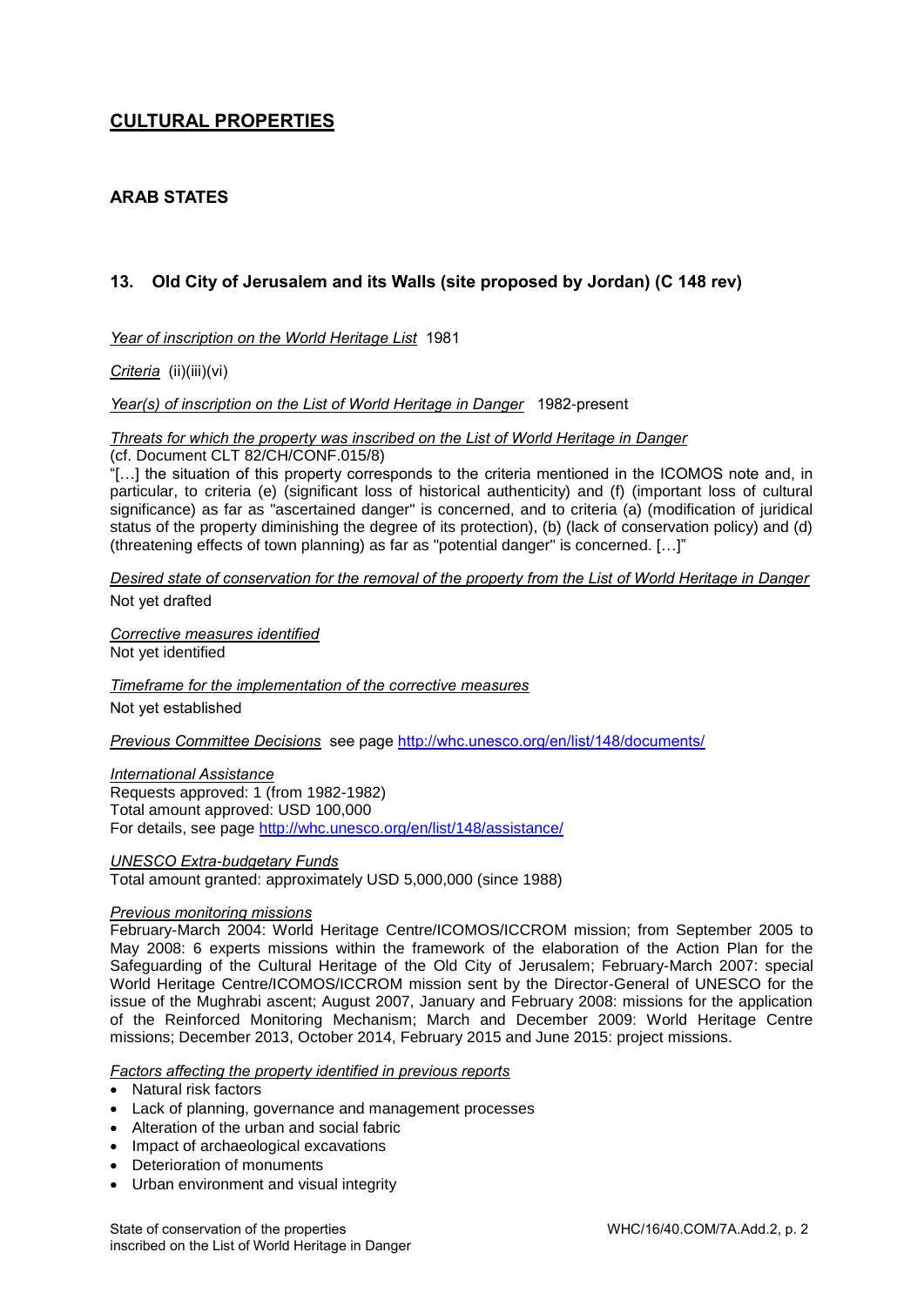# CULTURAL PROPERTIES

## ARAB STATES

### 13. Old City of Jerusalem and its Walls (site proposed by Jordan) (C 148 rev)

*Year of inscription on the World Heritage List* 1981

*Criteria* (ii)(iii)(vi)

*Year(s) of inscription on the List of World Heritage in Danger* 1982-present

*Threats for which the property was inscribed on the List of World Heritage in Danger*
(cf. Document CLT 82/CH/CONF.015/8)
"[…] the situation of this property corresponds to the criteria mentioned in the ICOMOS note and, in particular, to criteria (e) (significant loss of historical authenticity) and (f) (important loss of cultural significance) as far as "ascertained danger" is concerned, and to criteria (a) (modification of juridical status of the property diminishing the degree of its protection), (b) (lack of conservation policy) and (d) (threatening effects of town planning) as far as "potential danger" is concerned. […]"

*Desired state of conservation for the removal of the property from the List of World Heritage in Danger*
Not yet drafted

*Corrective measures identified*
Not yet identified

*Timeframe for the implementation of the corrective measures*
Not yet established

*Previous Committee Decisions* see page http://whc.unesco.org/en/list/148/documents/

*International Assistance*
Requests approved: 1 (from 1982-1982)
Total amount approved: USD 100,000
For details, see page http://whc.unesco.org/en/list/148/assistance/

*UNESCO Extra-budgetary Funds*
Total amount granted: approximately USD 5,000,000 (since 1988)

*Previous monitoring missions*
February-March 2004: World Heritage Centre/ICOMOS/ICCROM mission; from September 2005 to May 2008: 6 experts missions within the framework of the elaboration of the Action Plan for the Safeguarding of the Cultural Heritage of the Old City of Jerusalem; February-March 2007: special World Heritage Centre/ICOMOS/ICCROM mission sent by the Director-General of UNESCO for the issue of the Mughrabi ascent; August 2007, January and February 2008: missions for the application of the Reinforced Monitoring Mechanism; March and December 2009: World Heritage Centre missions; December 2013, October 2014, February 2015 and June 2015: project missions.

*Factors affecting the property identified in previous reports*

- Natural risk factors
- Lack of planning, governance and management processes
- Alteration of the urban and social fabric
- Impact of archaeological excavations
- Deterioration of monuments
- Urban environment and visual integrity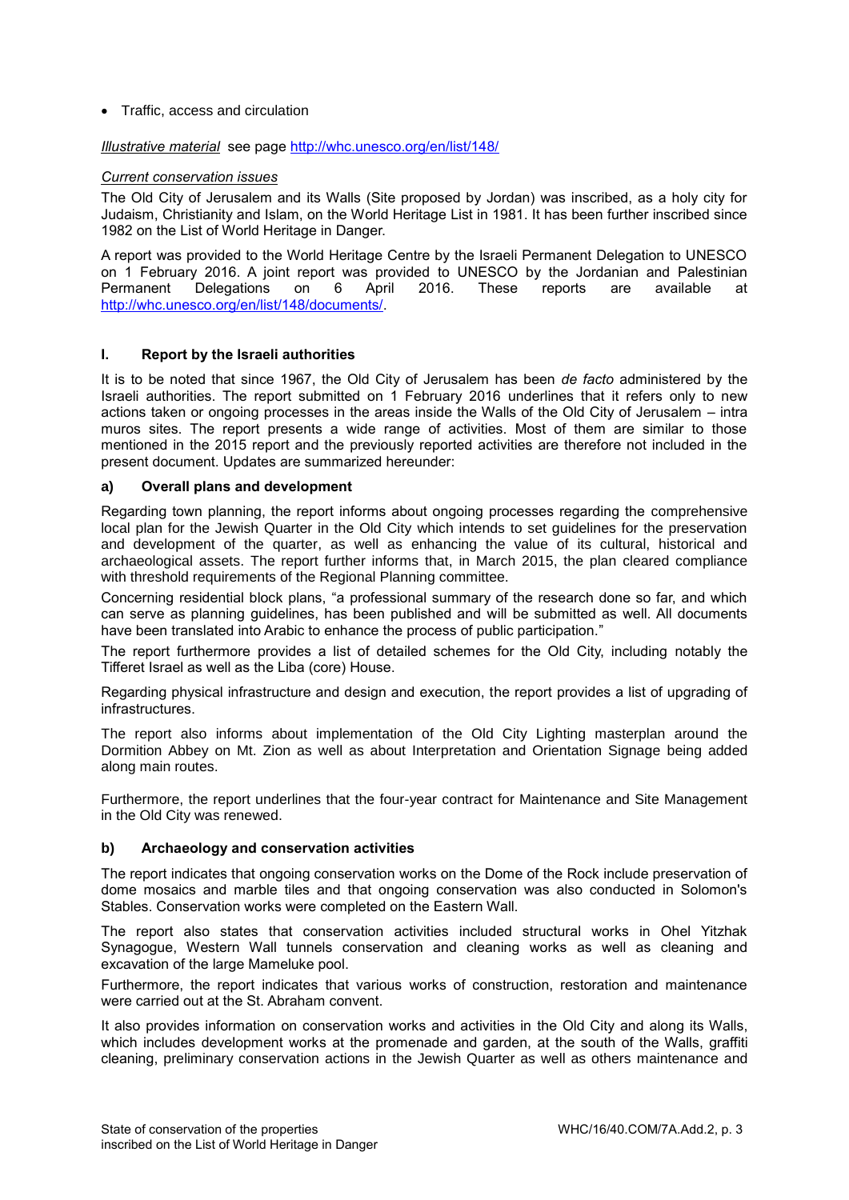- Traffic, access and circulation

*Illustrative material* see page http://whc.unesco.org/en/list/148/

*Current conservation issues*

The Old City of Jerusalem and its Walls (Site proposed by Jordan) was inscribed, as a holy city for Judaism, Christianity and Islam, on the World Heritage List in 1981. It has been further inscribed since 1982 on the List of World Heritage in Danger.

A report was provided to the World Heritage Centre by the Israeli Permanent Delegation to UNESCO on 1 February 2016. A joint report was provided to UNESCO by the Jordanian and Palestinian Permanent Delegations on 6 April 2016. These reports are available at http://whc.unesco.org/en/list/148/documents/.

## I. Report by the Israeli authorities

It is to be noted that since 1967, the Old City of Jerusalem has been *de facto* administered by the Israeli authorities. The report submitted on 1 February 2016 underlines that it refers only to new actions taken or ongoing processes in the areas inside the Walls of the Old City of Jerusalem – intra muros sites. The report presents a wide range of activities. Most of them are similar to those mentioned in the 2015 report and the previously reported activities are therefore not included in the present document. Updates are summarized hereunder:

### a) Overall plans and development

Regarding town planning, the report informs about ongoing processes regarding the comprehensive local plan for the Jewish Quarter in the Old City which intends to set guidelines for the preservation and development of the quarter, as well as enhancing the value of its cultural, historical and archaeological assets. The report further informs that, in March 2015, the plan cleared compliance with threshold requirements of the Regional Planning committee.

Concerning residential block plans, "a professional summary of the research done so far, and which can serve as planning guidelines, has been published and will be submitted as well. All documents have been translated into Arabic to enhance the process of public participation."

The report furthermore provides a list of detailed schemes for the Old City, including notably the Tifferet Israel as well as the Liba (core) House.

Regarding physical infrastructure and design and execution, the report provides a list of upgrading of infrastructures.

The report also informs about implementation of the Old City Lighting masterplan around the Dormition Abbey on Mt. Zion as well as about Interpretation and Orientation Signage being added along main routes.

Furthermore, the report underlines that the four-year contract for Maintenance and Site Management in the Old City was renewed.

### b) Archaeology and conservation activities

The report indicates that ongoing conservation works on the Dome of the Rock include preservation of dome mosaics and marble tiles and that ongoing conservation was also conducted in Solomon's Stables. Conservation works were completed on the Eastern Wall.

The report also states that conservation activities included structural works in Ohel Yitzhak Synagogue, Western Wall tunnels conservation and cleaning works as well as cleaning and excavation of the large Mameluke pool.

Furthermore, the report indicates that various works of construction, restoration and maintenance were carried out at the St. Abraham convent.

It also provides information on conservation works and activities in the Old City and along its Walls, which includes development works at the promenade and garden, at the south of the Walls, graffiti cleaning, preliminary conservation actions in the Jewish Quarter as well as others maintenance and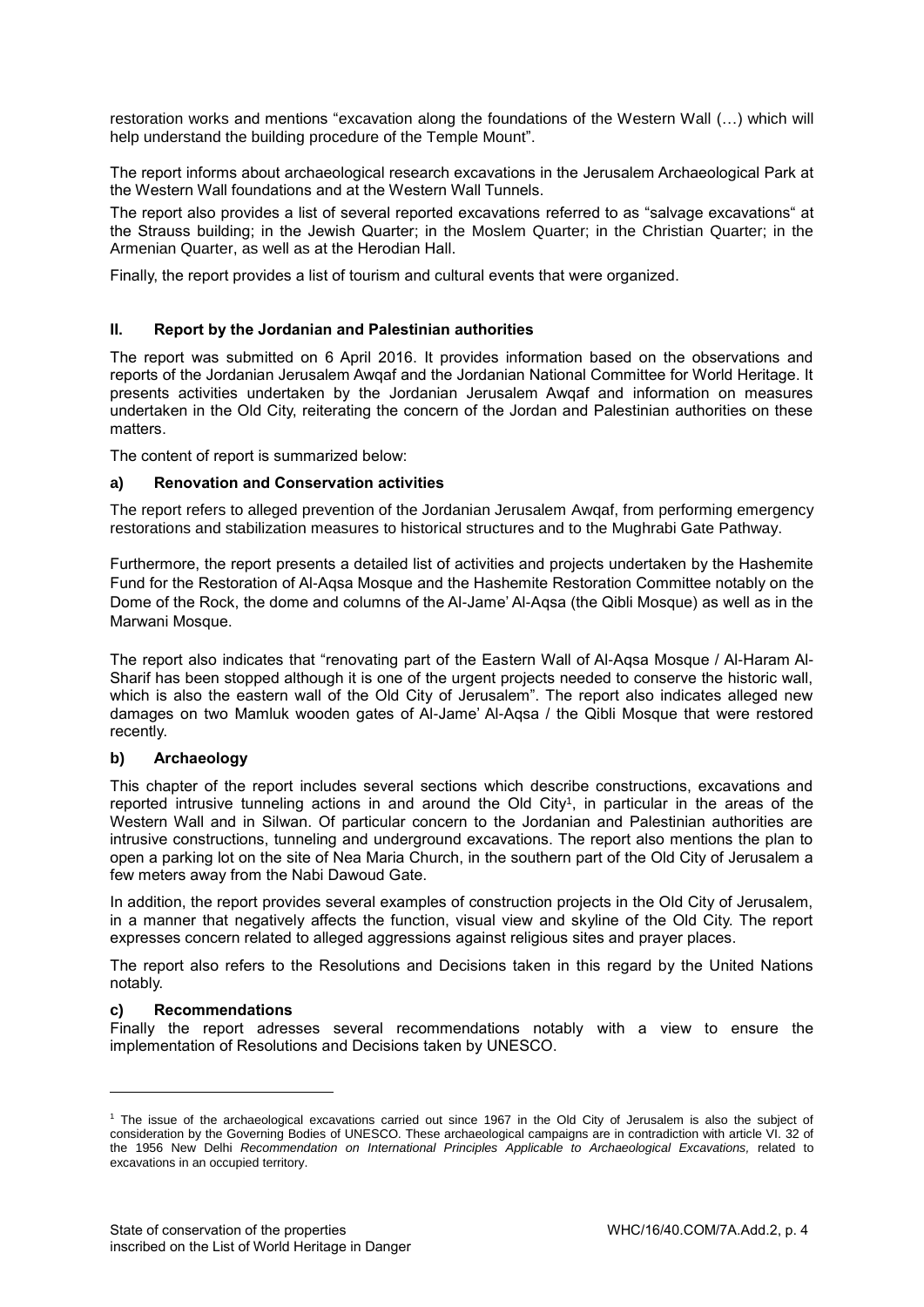restoration works and mentions "excavation along the foundations of the Western Wall (…) which will help understand the building procedure of the Temple Mount".

The report informs about archaeological research excavations in the Jerusalem Archaeological Park at the Western Wall foundations and at the Western Wall Tunnels.

The report also provides a list of several reported excavations referred to as "salvage excavations" at the Strauss building; in the Jewish Quarter; in the Moslem Quarter; in the Christian Quarter; in the Armenian Quarter, as well as at the Herodian Hall.

Finally, the report provides a list of tourism and cultural events that were organized.

## II. Report by the Jordanian and Palestinian authorities

The report was submitted on 6 April 2016. It provides information based on the observations and reports of the Jordanian Jerusalem Awqaf and the Jordanian National Committee for World Heritage. It presents activities undertaken by the Jordanian Jerusalem Awqaf and information on measures undertaken in the Old City, reiterating the concern of the Jordan and Palestinian authorities on these matters.

The content of report is summarized below:

### a) Renovation and Conservation activities

The report refers to alleged prevention of the Jordanian Jerusalem Awqaf, from performing emergency restorations and stabilization measures to historical structures and to the Mughrabi Gate Pathway.

Furthermore, the report presents a detailed list of activities and projects undertaken by the Hashemite Fund for the Restoration of Al-Aqsa Mosque and the Hashemite Restoration Committee notably on the Dome of the Rock, the dome and columns of the Al-Jame' Al-Aqsa (the Qibli Mosque) as well as in the Marwani Mosque.

The report also indicates that "renovating part of the Eastern Wall of Al-Aqsa Mosque / Al-Haram Al-Sharif has been stopped although it is one of the urgent projects needed to conserve the historic wall, which is also the eastern wall of the Old City of Jerusalem". The report also indicates alleged new damages on two Mamluk wooden gates of Al-Jame' Al-Aqsa / the Qibli Mosque that were restored recently.

### b) Archaeology

This chapter of the report includes several sections which describe constructions, excavations and reported intrusive tunneling actions in and around the Old City[1], in particular in the areas of the Western Wall and in Silwan. Of particular concern to the Jordanian and Palestinian authorities are intrusive constructions, tunneling and underground excavations. The report also mentions the plan to open a parking lot on the site of Nea Maria Church, in the southern part of the Old City of Jerusalem a few meters away from the Nabi Dawoud Gate.

In addition, the report provides several examples of construction projects in the Old City of Jerusalem, in a manner that negatively affects the function, visual view and skyline of the Old City. The report expresses concern related to alleged aggressions against religious sites and prayer places.

The report also refers to the Resolutions and Decisions taken in this regard by the United Nations notably.

### c) Recommendations

Finally the report adresses several recommendations notably with a view to ensure the implementation of Resolutions and Decisions taken by UNESCO.

---

[1] The issue of the archaeological excavations carried out since 1967 in the Old City of Jerusalem is also the subject of consideration by the Governing Bodies of UNESCO. These archaeological campaigns are in contradiction with article VI. 32 of the 1956 New Delhi *Recommendation on International Principles Applicable to Archaeological Excavations,* related to excavations in an occupied territory.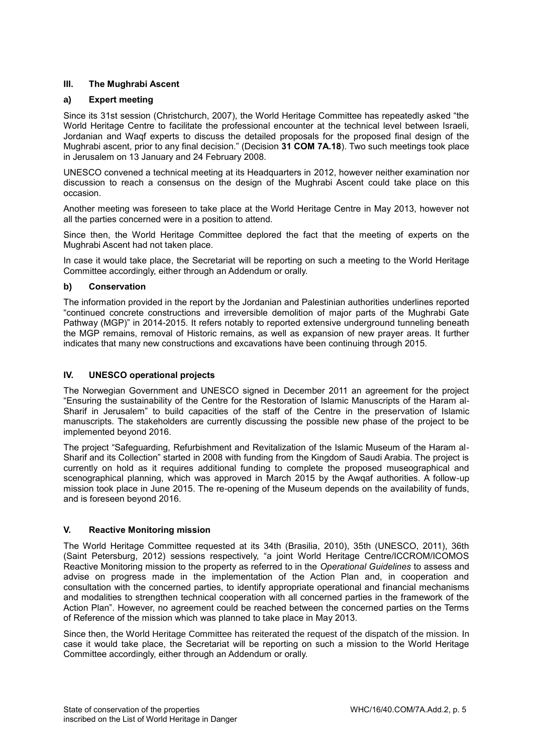## III. The Mughrabi Ascent

### a) Expert meeting

Since its 31st session (Christchurch, 2007), the World Heritage Committee has repeatedly asked "the World Heritage Centre to facilitate the professional encounter at the technical level between Israeli, Jordanian and Waqf experts to discuss the detailed proposals for the proposed final design of the Mughrabi ascent, prior to any final decision." (Decision **31 COM 7A.18**). Two such meetings took place in Jerusalem on 13 January and 24 February 2008.

UNESCO convened a technical meeting at its Headquarters in 2012, however neither examination nor discussion to reach a consensus on the design of the Mughrabi Ascent could take place on this occasion.

Another meeting was foreseen to take place at the World Heritage Centre in May 2013, however not all the parties concerned were in a position to attend.

Since then, the World Heritage Committee deplored the fact that the meeting of experts on the Mughrabi Ascent had not taken place.

In case it would take place, the Secretariat will be reporting on such a meeting to the World Heritage Committee accordingly, either through an Addendum or orally.

### b) Conservation

The information provided in the report by the Jordanian and Palestinian authorities underlines reported "continued concrete constructions and irreversible demolition of major parts of the Mughrabi Gate Pathway (MGP)" in 2014-2015. It refers notably to reported extensive underground tunneling beneath the MGP remains, removal of Historic remains, as well as expansion of new prayer areas. It further indicates that many new constructions and excavations have been continuing through 2015.

## IV. UNESCO operational projects

The Norwegian Government and UNESCO signed in December 2011 an agreement for the project "Ensuring the sustainability of the Centre for the Restoration of Islamic Manuscripts of the Haram al-Sharif in Jerusalem" to build capacities of the staff of the Centre in the preservation of Islamic manuscripts. The stakeholders are currently discussing the possible new phase of the project to be implemented beyond 2016.

The project "Safeguarding, Refurbishment and Revitalization of the Islamic Museum of the Haram al-Sharif and its Collection" started in 2008 with funding from the Kingdom of Saudi Arabia. The project is currently on hold as it requires additional funding to complete the proposed museographical and scenographical planning, which was approved in March 2015 by the Awqaf authorities. A follow-up mission took place in June 2015. The re-opening of the Museum depends on the availability of funds, and is foreseen beyond 2016.

## V. Reactive Monitoring mission

The World Heritage Committee requested at its 34th (Brasilia, 2010), 35th (UNESCO, 2011), 36th (Saint Petersburg, 2012) sessions respectively, "a joint World Heritage Centre/ICCROM/ICOMOS Reactive Monitoring mission to the property as referred to in the *Operational Guidelines* to assess and advise on progress made in the implementation of the Action Plan and, in cooperation and consultation with the concerned parties, to identify appropriate operational and financial mechanisms and modalities to strengthen technical cooperation with all concerned parties in the framework of the Action Plan". However, no agreement could be reached between the concerned parties on the Terms of Reference of the mission which was planned to take place in May 2013.

Since then, the World Heritage Committee has reiterated the request of the dispatch of the mission. In case it would take place, the Secretariat will be reporting on such a mission to the World Heritage Committee accordingly, either through an Addendum or orally.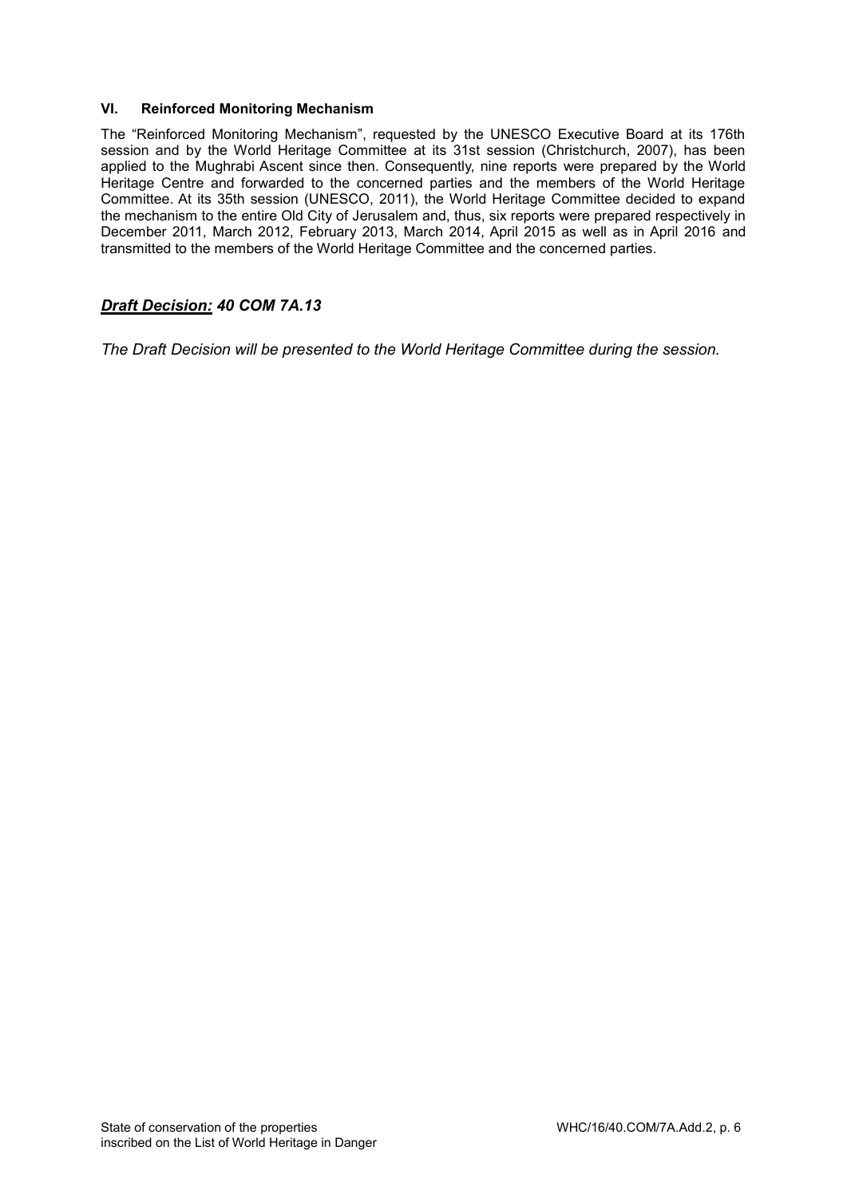### VI. Reinforced Monitoring Mechanism

The "Reinforced Monitoring Mechanism", requested by the UNESCO Executive Board at its 176th session and by the World Heritage Committee at its 31st session (Christchurch, 2007), has been applied to the Mughrabi Ascent since then. Consequently, nine reports were prepared by the World Heritage Centre and forwarded to the concerned parties and the members of the World Heritage Committee. At its 35th session (UNESCO, 2011), the World Heritage Committee decided to expand the mechanism to the entire Old City of Jerusalem and, thus, six reports were prepared respectively in December 2011, March 2012, February 2013, March 2014, April 2015 as well as in April 2016 and transmitted to the members of the World Heritage Committee and the concerned parties.

## ***Draft Decision:*** *40 COM 7A.13*

*The Draft Decision will be presented to the World Heritage Committee during the session.*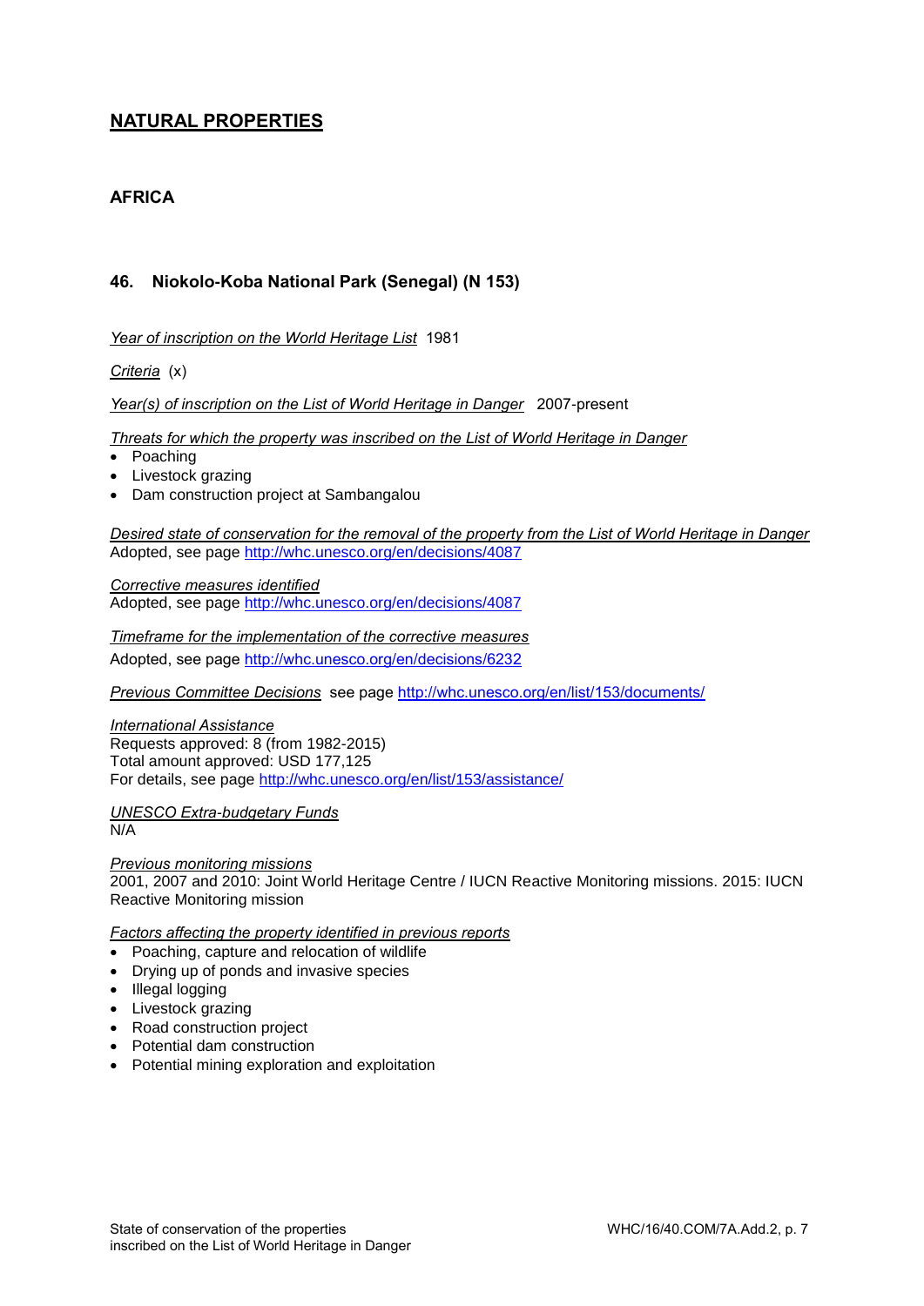# NATURAL PROPERTIES

## AFRICA

### 46. Niokolo-Koba National Park (Senegal) (N 153)

*Year of inscription on the World Heritage List* 1981

*Criteria* (x)

*Year(s) of inscription on the List of World Heritage in Danger* 2007-present

*Threats for which the property was inscribed on the List of World Heritage in Danger*

- Poaching
- Livestock grazing
- Dam construction project at Sambangalou

*Desired state of conservation for the removal of the property from the List of World Heritage in Danger*
Adopted, see page http://whc.unesco.org/en/decisions/4087

*Corrective measures identified*
Adopted, see page http://whc.unesco.org/en/decisions/4087

*Timeframe for the implementation of the corrective measures*
Adopted, see page http://whc.unesco.org/en/decisions/6232

*Previous Committee Decisions* see page http://whc.unesco.org/en/list/153/documents/

*International Assistance*
Requests approved: 8 (from 1982-2015)
Total amount approved: USD 177,125
For details, see page http://whc.unesco.org/en/list/153/assistance/

*UNESCO Extra-budgetary Funds*
N/A

*Previous monitoring missions*
2001, 2007 and 2010: Joint World Heritage Centre / IUCN Reactive Monitoring missions. 2015: IUCN Reactive Monitoring mission

*Factors affecting the property identified in previous reports*

- Poaching, capture and relocation of wildlife
- Drying up of ponds and invasive species
- Illegal logging
- Livestock grazing
- Road construction project
- Potential dam construction
- Potential mining exploration and exploitation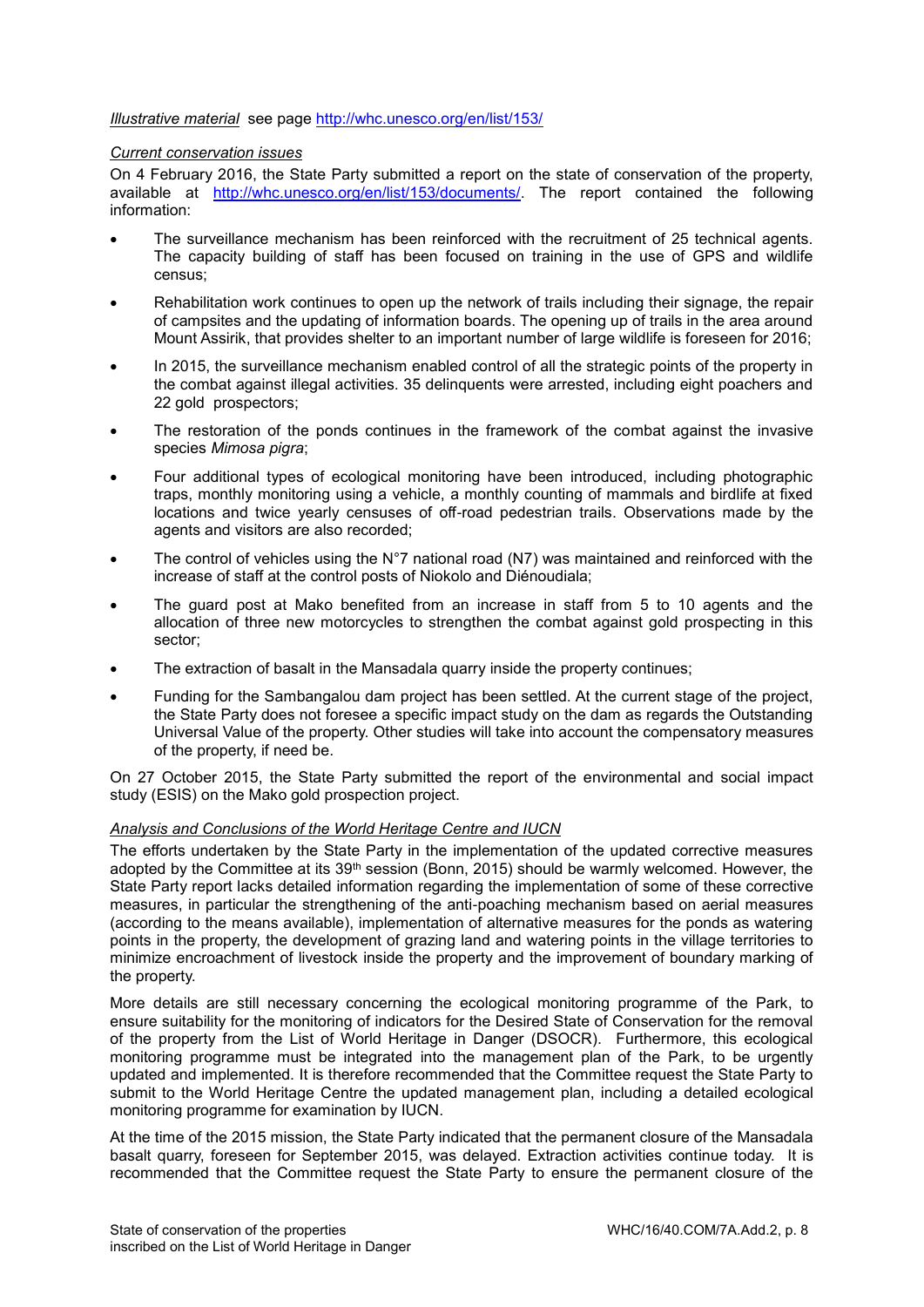*Illustrative material* see page http://whc.unesco.org/en/list/153/

*Current conservation issues*

On 4 February 2016, the State Party submitted a report on the state of conservation of the property, available at http://whc.unesco.org/en/list/153/documents/. The report contained the following information:

- The surveillance mechanism has been reinforced with the recruitment of 25 technical agents. The capacity building of staff has been focused on training in the use of GPS and wildlife census;
- Rehabilitation work continues to open up the network of trails including their signage, the repair of campsites and the updating of information boards. The opening up of trails in the area around Mount Assirik, that provides shelter to an important number of large wildlife is foreseen for 2016;
- In 2015, the surveillance mechanism enabled control of all the strategic points of the property in the combat against illegal activities. 35 delinquents were arrested, including eight poachers and 22 gold prospectors;
- The restoration of the ponds continues in the framework of the combat against the invasive species *Mimosa pigra*;
- Four additional types of ecological monitoring have been introduced, including photographic traps, monthly monitoring using a vehicle, a monthly counting of mammals and birdlife at fixed locations and twice yearly censuses of off-road pedestrian trails. Observations made by the agents and visitors are also recorded;
- The control of vehicles using the N°7 national road (N7) was maintained and reinforced with the increase of staff at the control posts of Niokolo and Diénoudiala;
- The guard post at Mako benefited from an increase in staff from 5 to 10 agents and the allocation of three new motorcycles to strengthen the combat against gold prospecting in this sector;
- The extraction of basalt in the Mansadala quarry inside the property continues;
- Funding for the Sambangalou dam project has been settled. At the current stage of the project, the State Party does not foresee a specific impact study on the dam as regards the Outstanding Universal Value of the property. Other studies will take into account the compensatory measures of the property, if need be.

On 27 October 2015, the State Party submitted the report of the environmental and social impact study (ESIS) on the Mako gold prospection project.

*Analysis and Conclusions of the World Heritage Centre and IUCN*

The efforts undertaken by the State Party in the implementation of the updated corrective measures adopted by the Committee at its 39th session (Bonn, 2015) should be warmly welcomed. However, the State Party report lacks detailed information regarding the implementation of some of these corrective measures, in particular the strengthening of the anti-poaching mechanism based on aerial measures (according to the means available), implementation of alternative measures for the ponds as watering points in the property, the development of grazing land and watering points in the village territories to minimize encroachment of livestock inside the property and the improvement of boundary marking of the property.

More details are still necessary concerning the ecological monitoring programme of the Park, to ensure suitability for the monitoring of indicators for the Desired State of Conservation for the removal of the property from the List of World Heritage in Danger (DSOCR). Furthermore, this ecological monitoring programme must be integrated into the management plan of the Park, to be urgently updated and implemented. It is therefore recommended that the Committee request the State Party to submit to the World Heritage Centre the updated management plan, including a detailed ecological monitoring programme for examination by IUCN.

At the time of the 2015 mission, the State Party indicated that the permanent closure of the Mansadala basalt quarry, foreseen for September 2015, was delayed. Extraction activities continue today. It is recommended that the Committee request the State Party to ensure the permanent closure of the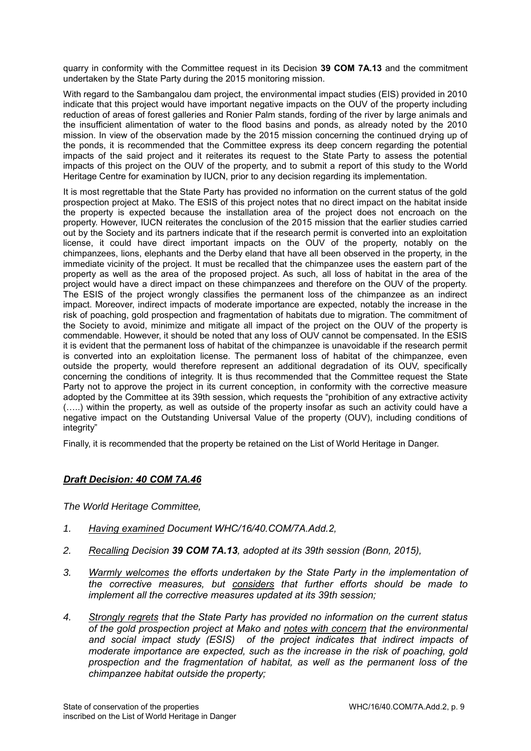quarry in conformity with the Committee request in its Decision **39 COM 7A.13** and the commitment undertaken by the State Party during the 2015 monitoring mission.

With regard to the Sambangalou dam project, the environmental impact studies (EIS) provided in 2010 indicate that this project would have important negative impacts on the OUV of the property including reduction of areas of forest galleries and Ronier Palm stands, fording of the river by large animals and the insufficient alimentation of water to the flood basins and ponds, as already noted by the 2010 mission. In view of the observation made by the 2015 mission concerning the continued drying up of the ponds, it is recommended that the Committee express its deep concern regarding the potential impacts of the said project and it reiterates its request to the State Party to assess the potential impacts of this project on the OUV of the property, and to submit a report of this study to the World Heritage Centre for examination by IUCN, prior to any decision regarding its implementation.

It is most regrettable that the State Party has provided no information on the current status of the gold prospection project at Mako. The ESIS of this project notes that no direct impact on the habitat inside the property is expected because the installation area of the project does not encroach on the property. However, IUCN reiterates the conclusion of the 2015 mission that the earlier studies carried out by the Society and its partners indicate that if the research permit is converted into an exploitation license, it could have direct important impacts on the OUV of the property, notably on the chimpanzees, lions, elephants and the Derby eland that have all been observed in the property, in the immediate vicinity of the project. It must be recalled that the chimpanzee uses the eastern part of the property as well as the area of the proposed project. As such, all loss of habitat in the area of the project would have a direct impact on these chimpanzees and therefore on the OUV of the property. The ESIS of the project wrongly classifies the permanent loss of the chimpanzee as an indirect impact. Moreover, indirect impacts of moderate importance are expected, notably the increase in the risk of poaching, gold prospection and fragmentation of habitats due to migration. The commitment of the Society to avoid, minimize and mitigate all impact of the project on the OUV of the property is commendable. However, it should be noted that any loss of OUV cannot be compensated. In the ESIS it is evident that the permanent loss of habitat of the chimpanzee is unavoidable if the research permit is converted into an exploitation license. The permanent loss of habitat of the chimpanzee, even outside the property, would therefore represent an additional degradation of its OUV, specifically concerning the conditions of integrity. It is thus recommended that the Committee request the State Party not to approve the project in its current conception, in conformity with the corrective measure adopted by the Committee at its 39th session, which requests the "prohibition of any extractive activity (…..) within the property, as well as outside of the property insofar as such an activity could have a negative impact on the Outstanding Universal Value of the property (OUV), including conditions of integrity"

Finally, it is recommended that the property be retained on the List of World Heritage in Danger.

## *Draft Decision: 40 COM 7A.46*

*The World Heritage Committee,*

1. *Having examined Document WHC/16/40.COM/7A.Add.2,*
2. *Recalling Decision **39 COM 7A.13**, adopted at its 39th session (Bonn, 2015),*
3. *Warmly welcomes the efforts undertaken by the State Party in the implementation of the corrective measures, but considers that further efforts should be made to implement all the corrective measures updated at its 39th session;*
4. *Strongly regrets that the State Party has provided no information on the current status of the gold prospection project at Mako and notes with concern that the environmental and social impact study (ESIS) of the project indicates that indirect impacts of moderate importance are expected, such as the increase in the risk of poaching, gold prospection and the fragmentation of habitat, as well as the permanent loss of the chimpanzee habitat outside the property;*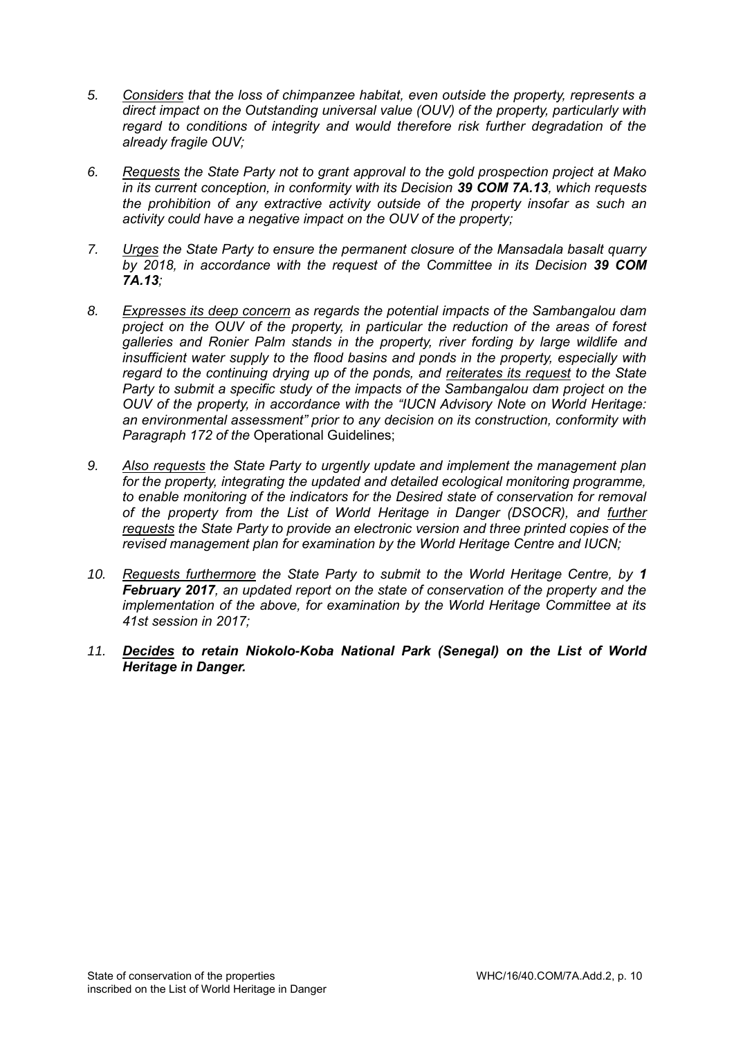5. *Considers that the loss of chimpanzee habitat, even outside the property, represents a direct impact on the Outstanding universal value (OUV) of the property, particularly with regard to conditions of integrity and would therefore risk further degradation of the already fragile OUV;*

6. *Requests the State Party not to grant approval to the gold prospection project at Mako in its current conception, in conformity with its Decision **39 COM 7A.13**, which requests the prohibition of any extractive activity outside of the property insofar as such an activity could have a negative impact on the OUV of the property;*

7. *Urges the State Party to ensure the permanent closure of the Mansadala basalt quarry by 2018, in accordance with the request of the Committee in its Decision **39 COM 7A.13**;*

8. *Expresses its deep concern as regards the potential impacts of the Sambangalou dam project on the OUV of the property, in particular the reduction of the areas of forest galleries and Ronier Palm stands in the property, river fording by large wildlife and insufficient water supply to the flood basins and ponds in the property, especially with regard to the continuing drying up of the ponds, and reiterates its request to the State Party to submit a specific study of the impacts of the Sambangalou dam project on the OUV of the property, in accordance with the "IUCN Advisory Note on World Heritage: an environmental assessment" prior to any decision on its construction, conformity with Paragraph 172 of the* Operational Guidelines;

9. *Also requests the State Party to urgently update and implement the management plan for the property, integrating the updated and detailed ecological monitoring programme, to enable monitoring of the indicators for the Desired state of conservation for removal of the property from the List of World Heritage in Danger (DSOCR), and further requests the State Party to provide an electronic version and three printed copies of the revised management plan for examination by the World Heritage Centre and IUCN;*

10. *Requests furthermore the State Party to submit to the World Heritage Centre, by **1 February 2017**, an updated report on the state of conservation of the property and the implementation of the above, for examination by the World Heritage Committee at its 41st session in 2017;*

11. ***Decides to retain Niokolo-Koba National Park (Senegal) on the List of World Heritage in Danger.***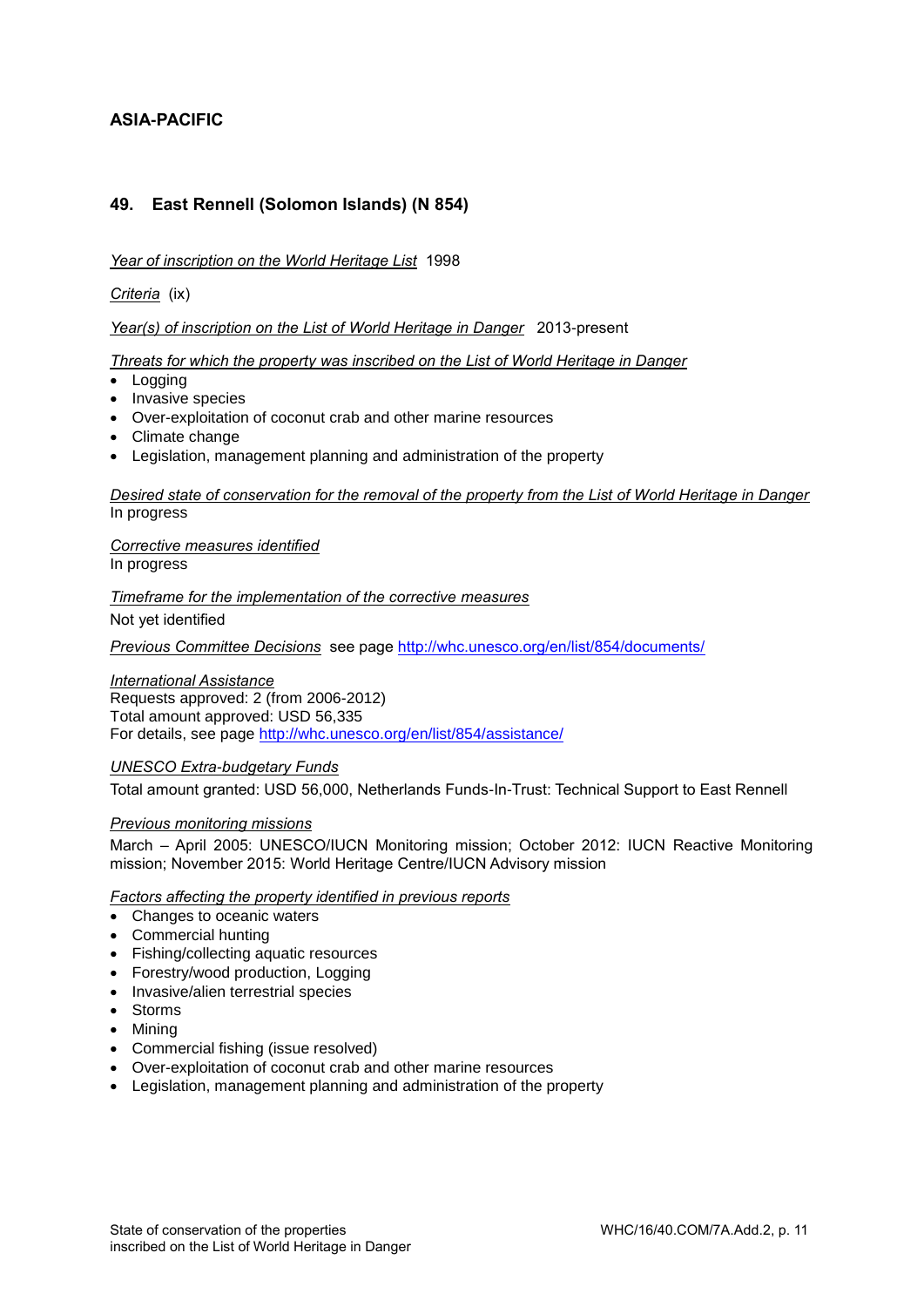## ASIA-PACIFIC

### 49. East Rennell (Solomon Islands) (N 854)

*Year of inscription on the World Heritage List* 1998

*Criteria* (ix)

*Year(s) of inscription on the List of World Heritage in Danger* 2013-present

*Threats for which the property was inscribed on the List of World Heritage in Danger*

- Logging
- Invasive species
- Over-exploitation of coconut crab and other marine resources
- Climate change
- Legislation, management planning and administration of the property

*Desired state of conservation for the removal of the property from the List of World Heritage in Danger*
In progress

*Corrective measures identified*
In progress

*Timeframe for the implementation of the corrective measures*
Not yet identified

*Previous Committee Decisions* see page http://whc.unesco.org/en/list/854/documents/

*International Assistance*
Requests approved: 2 (from 2006-2012)
Total amount approved: USD 56,335
For details, see page http://whc.unesco.org/en/list/854/assistance/

*UNESCO Extra-budgetary Funds*
Total amount granted: USD 56,000, Netherlands Funds-In-Trust: Technical Support to East Rennell

*Previous monitoring missions*
March – April 2005: UNESCO/IUCN Monitoring mission; October 2012: IUCN Reactive Monitoring mission; November 2015: World Heritage Centre/IUCN Advisory mission

*Factors affecting the property identified in previous reports*

- Changes to oceanic waters
- Commercial hunting
- Fishing/collecting aquatic resources
- Forestry/wood production, Logging
- Invasive/alien terrestrial species
- Storms
- Mining
- Commercial fishing (issue resolved)
- Over-exploitation of coconut crab and other marine resources
- Legislation, management planning and administration of the property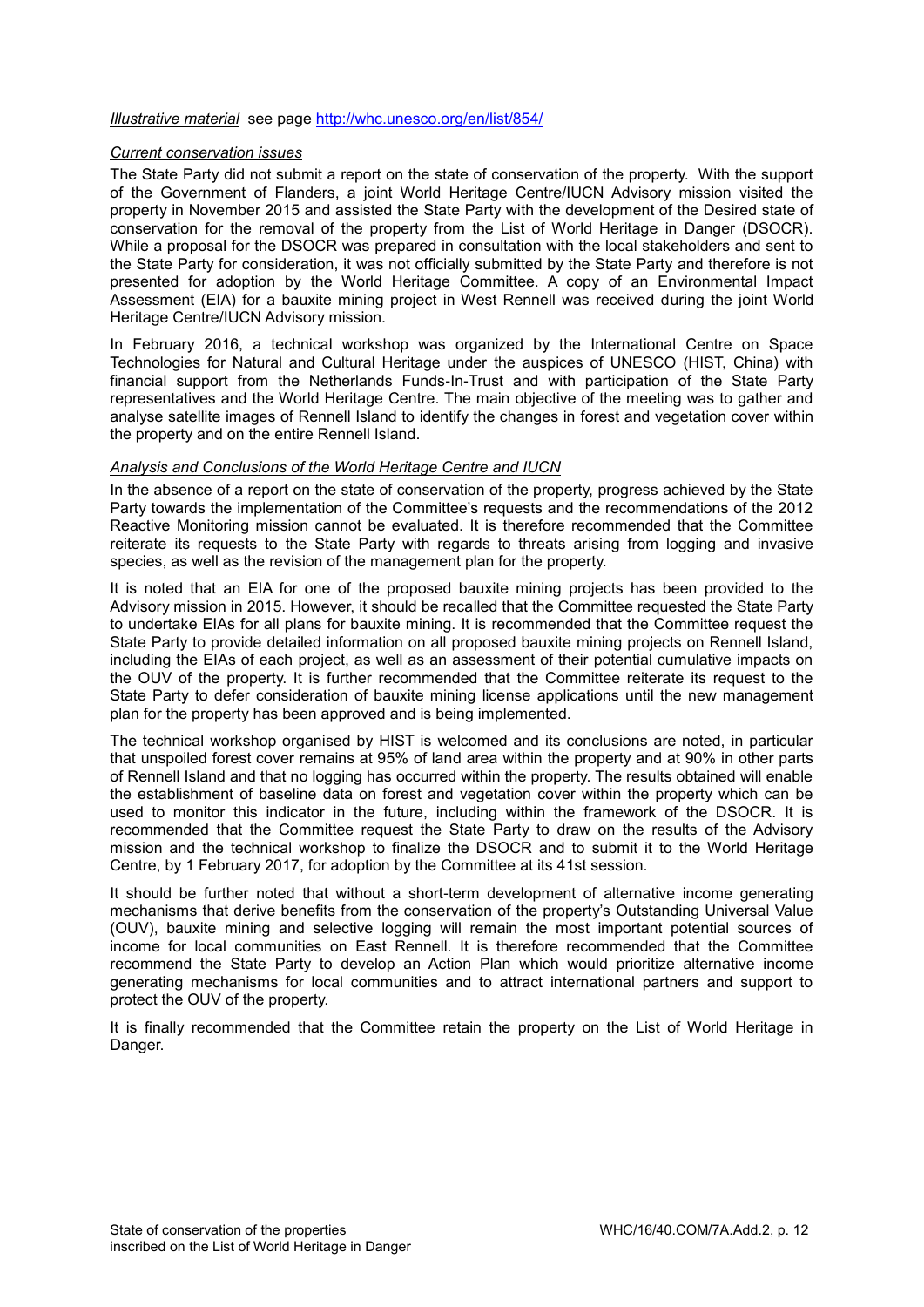*Illustrative material* see page http://whc.unesco.org/en/list/854/

*Current conservation issues*

The State Party did not submit a report on the state of conservation of the property. With the support of the Government of Flanders, a joint World Heritage Centre/IUCN Advisory mission visited the property in November 2015 and assisted the State Party with the development of the Desired state of conservation for the removal of the property from the List of World Heritage in Danger (DSOCR). While a proposal for the DSOCR was prepared in consultation with the local stakeholders and sent to the State Party for consideration, it was not officially submitted by the State Party and therefore is not presented for adoption by the World Heritage Committee. A copy of an Environmental Impact Assessment (EIA) for a bauxite mining project in West Rennell was received during the joint World Heritage Centre/IUCN Advisory mission.

In February 2016, a technical workshop was organized by the International Centre on Space Technologies for Natural and Cultural Heritage under the auspices of UNESCO (HIST, China) with financial support from the Netherlands Funds-In-Trust and with participation of the State Party representatives and the World Heritage Centre. The main objective of the meeting was to gather and analyse satellite images of Rennell Island to identify the changes in forest and vegetation cover within the property and on the entire Rennell Island.

*Analysis and Conclusions of the World Heritage Centre and IUCN*

In the absence of a report on the state of conservation of the property, progress achieved by the State Party towards the implementation of the Committee's requests and the recommendations of the 2012 Reactive Monitoring mission cannot be evaluated. It is therefore recommended that the Committee reiterate its requests to the State Party with regards to threats arising from logging and invasive species, as well as the revision of the management plan for the property.

It is noted that an EIA for one of the proposed bauxite mining projects has been provided to the Advisory mission in 2015. However, it should be recalled that the Committee requested the State Party to undertake EIAs for all plans for bauxite mining. It is recommended that the Committee request the State Party to provide detailed information on all proposed bauxite mining projects on Rennell Island, including the EIAs of each project, as well as an assessment of their potential cumulative impacts on the OUV of the property. It is further recommended that the Committee reiterate its request to the State Party to defer consideration of bauxite mining license applications until the new management plan for the property has been approved and is being implemented.

The technical workshop organised by HIST is welcomed and its conclusions are noted, in particular that unspoiled forest cover remains at 95% of land area within the property and at 90% in other parts of Rennell Island and that no logging has occurred within the property. The results obtained will enable the establishment of baseline data on forest and vegetation cover within the property which can be used to monitor this indicator in the future, including within the framework of the DSOCR. It is recommended that the Committee request the State Party to draw on the results of the Advisory mission and the technical workshop to finalize the DSOCR and to submit it to the World Heritage Centre, by 1 February 2017, for adoption by the Committee at its 41st session.

It should be further noted that without a short-term development of alternative income generating mechanisms that derive benefits from the conservation of the property's Outstanding Universal Value (OUV), bauxite mining and selective logging will remain the most important potential sources of income for local communities on East Rennell. It is therefore recommended that the Committee recommend the State Party to develop an Action Plan which would prioritize alternative income generating mechanisms for local communities and to attract international partners and support to protect the OUV of the property.

It is finally recommended that the Committee retain the property on the List of World Heritage in Danger.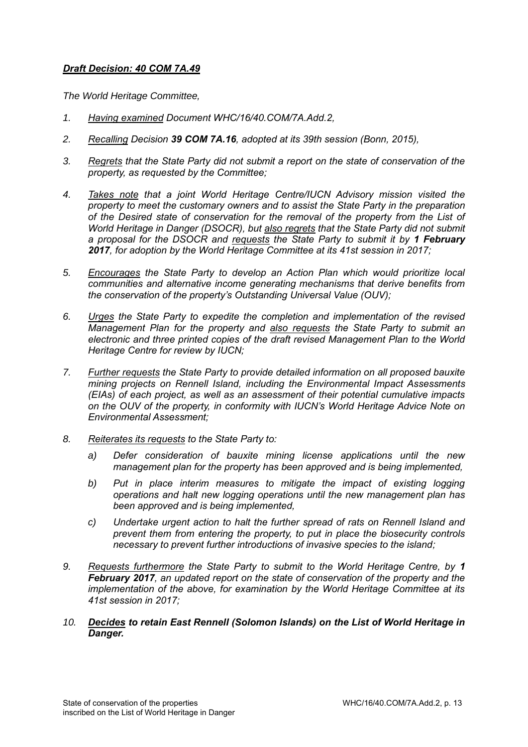***Draft Decision: 40 COM 7A.49***

*The World Heritage Committee,*

1. *Having examined Document WHC/16/40.COM/7A.Add.2,*

2. *Recalling Decision **39 COM 7A.16**, adopted at its 39th session (Bonn, 2015),*

3. *Regrets that the State Party did not submit a report on the state of conservation of the property, as requested by the Committee;*

4. *Takes note that a joint World Heritage Centre/IUCN Advisory mission visited the property to meet the customary owners and to assist the State Party in the preparation of the Desired state of conservation for the removal of the property from the List of World Heritage in Danger (DSOCR), but also regrets that the State Party did not submit a proposal for the DSOCR and requests the State Party to submit it by **1 February 2017**, for adoption by the World Heritage Committee at its 41st session in 2017;*

5. *Encourages the State Party to develop an Action Plan which would prioritize local communities and alternative income generating mechanisms that derive benefits from the conservation of the property's Outstanding Universal Value (OUV);*

6. *Urges the State Party to expedite the completion and implementation of the revised Management Plan for the property and also requests the State Party to submit an electronic and three printed copies of the draft revised Management Plan to the World Heritage Centre for review by IUCN;*

7. *Further requests the State Party to provide detailed information on all proposed bauxite mining projects on Rennell Island, including the Environmental Impact Assessments (EIAs) of each project, as well as an assessment of their potential cumulative impacts on the OUV of the property, in conformity with IUCN's World Heritage Advice Note on Environmental Assessment;*

8. *Reiterates its requests to the State Party to:*

   a) *Defer consideration of bauxite mining license applications until the new management plan for the property has been approved and is being implemented,*

   b) *Put in place interim measures to mitigate the impact of existing logging operations and halt new logging operations until the new management plan has been approved and is being implemented,*

   c) *Undertake urgent action to halt the further spread of rats on Rennell Island and prevent them from entering the property, to put in place the biosecurity controls necessary to prevent further introductions of invasive species to the island;*

9. *Requests furthermore the State Party to submit to the World Heritage Centre, by **1 February 2017**, an updated report on the state of conservation of the property and the implementation of the above, for examination by the World Heritage Committee at its 41st session in 2017;*

10. ***Decides to retain East Rennell (Solomon Islands) on the List of World Heritage in Danger.***